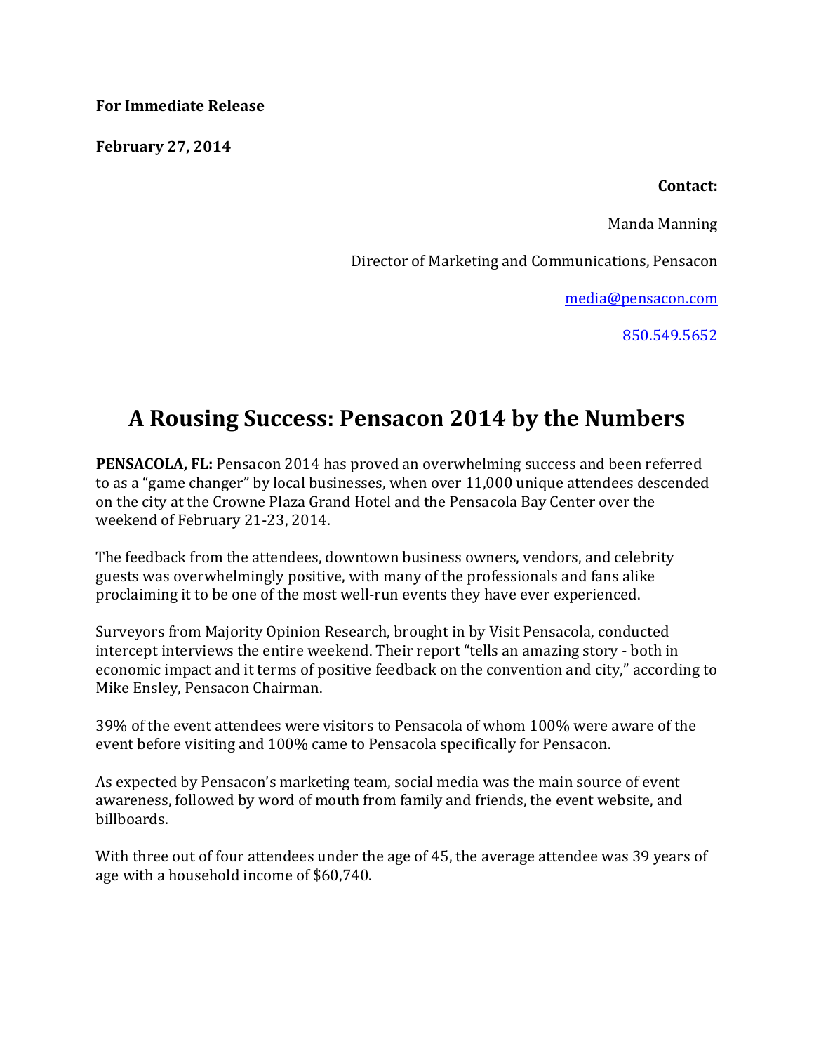**For Immediate Release**

**February 27, 2014**

**Contact:**

Manda Manning

Director of Marketing and Communications, Pensacon

media@pensacon.com

850.549.5652

# A Rousing Success: Pensacon 2014 by the Numbers

**PENSACOLA, FL:** Pensacon 2014 has proved an overwhelming success and been referred to as a "game changer" by local businesses, when over 11,000 unique attendees descended on the city at the Crowne Plaza Grand Hotel and the Pensacola Bay Center over the weekend of February 21-23, 2014.

The feedback from the attendees, downtown business owners, vendors, and celebrity guests was overwhelmingly positive, with many of the professionals and fans alike proclaiming it to be one of the most well-run events they have ever experienced.

Surveyors from Majority Opinion Research, brought in by Visit Pensacola, conducted intercept interviews the entire weekend. Their report "tells an amazing story - both in economic impact and it terms of positive feedback on the convention and city," according to Mike Ensley, Pensacon Chairman.

39% of the event attendees were visitors to Pensacola of whom 100% were aware of the event before visiting and 100% came to Pensacola specifically for Pensacon.

As expected by Pensacon's marketing team, social media was the main source of event awareness, followed by word of mouth from family and friends, the event website, and billboards.

With three out of four attendees under the age of 45, the average attendee was 39 years of age with a household income of $60,740.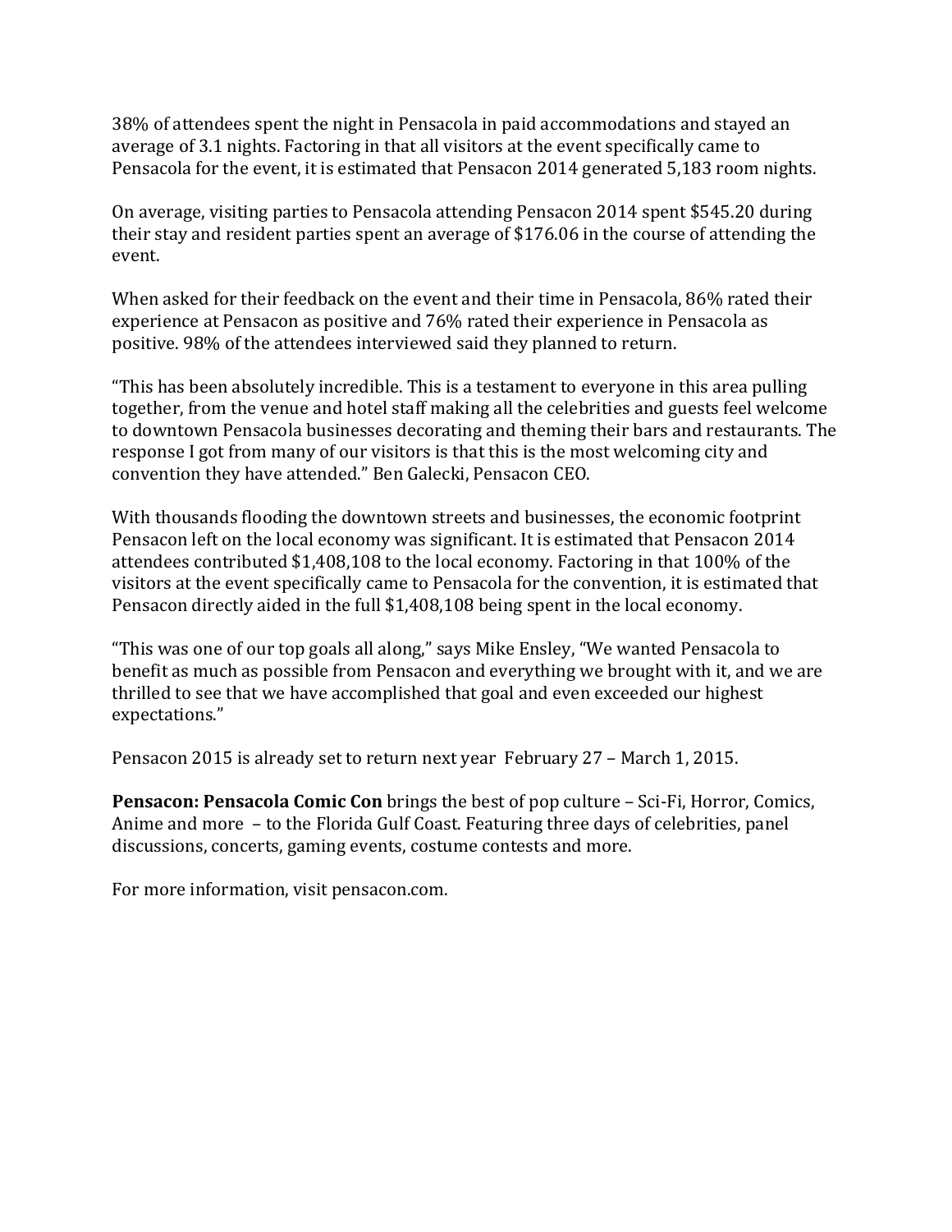38% of attendees spent the night in Pensacola in paid accommodations and stayed an average of 3.1 nights. Factoring in that all visitors at the event specifically came to Pensacola for the event, it is estimated that Pensacon 2014 generated 5,183 room nights.

On average, visiting parties to Pensacola attending Pensacon 2014 spent $545.20 during their stay and resident parties spent an average of $176.06 in the course of attending the event.

When asked for their feedback on the event and their time in Pensacola, 86% rated their experience at Pensacon as positive and 76% rated their experience in Pensacola as positive. 98% of the attendees interviewed said they planned to return.

"This has been absolutely incredible. This is a testament to everyone in this area pulling together, from the venue and hotel staff making all the celebrities and guests feel welcome to downtown Pensacola businesses decorating and theming their bars and restaurants. The response I got from many of our visitors is that this is the most welcoming city and convention they have attended." Ben Galecki, Pensacon CEO.

With thousands flooding the downtown streets and businesses, the economic footprint Pensacon left on the local economy was significant. It is estimated that Pensacon 2014 attendees contributed $1,408,108 to the local economy. Factoring in that 100% of the visitors at the event specifically came to Pensacola for the convention, it is estimated that Pensacon directly aided in the full $1,408,108 being spent in the local economy.

"This was one of our top goals all along," says Mike Ensley, "We wanted Pensacola to benefit as much as possible from Pensacon and everything we brought with it, and we are thrilled to see that we have accomplished that goal and even exceeded our highest expectations."

Pensacon 2015 is already set to return next year February 27 – March 1, 2015.

**Pensacon: Pensacola Comic Con** brings the best of pop culture – Sci-Fi, Horror, Comics, Anime and more – to the Florida Gulf Coast. Featuring three days of celebrities, panel discussions, concerts, gaming events, costume contests and more.

For more information, visit pensacon.com.